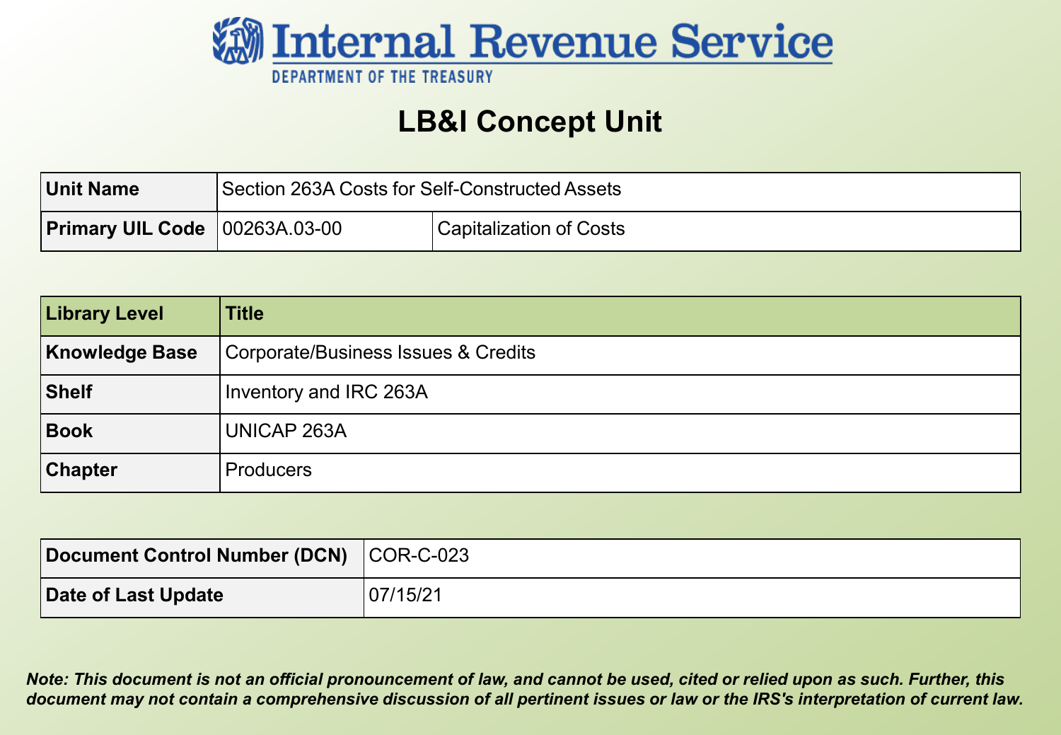# Internal Revenue Service

DEPARTMENT OF THE TREASURY

## LB&I Concept Unit

| **Unit Name** | Section 263A Costs for Self-Constructed Assets | |
|---|---|---|
| **Primary UIL Code** | 00263A.03-00 | Capitalization of Costs |

| **Library Level** | **Title** |
|---|---|
| **Knowledge Base** | Corporate/Business Issues & Credits |
| **Shelf** | Inventory and IRC 263A |
| **Book** | UNICAP 263A |
| **Chapter** | Producers |

| **Document Control Number (DCN)** | COR-C-023 |
|---|---|
| **Date of Last Update** | 07/15/21 |

***Note: This document is not an official pronouncement of law, and cannot be used, cited or relied upon as such. Further, this document may not contain a comprehensive discussion of all pertinent issues or law or the IRS's interpretation of current law.***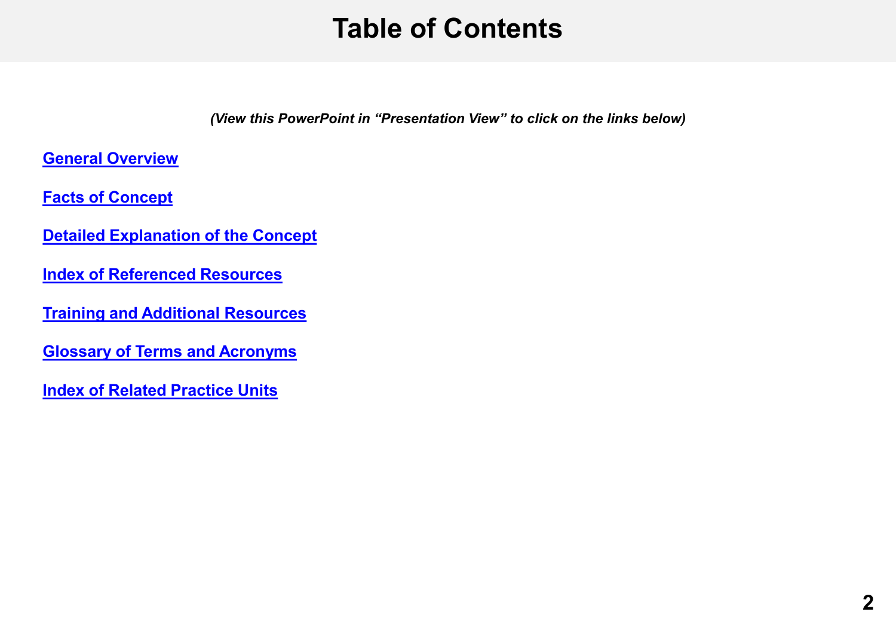# Table of Contents

*(View this PowerPoint in "Presentation View" to click on the links below)*

**General Overview**

**Facts of Concept**

**Detailed Explanation of the Concept**

**Index of Referenced Resources**

**Training and Additional Resources**

**Glossary of Terms and Acronyms**

**Index of Related Practice Units**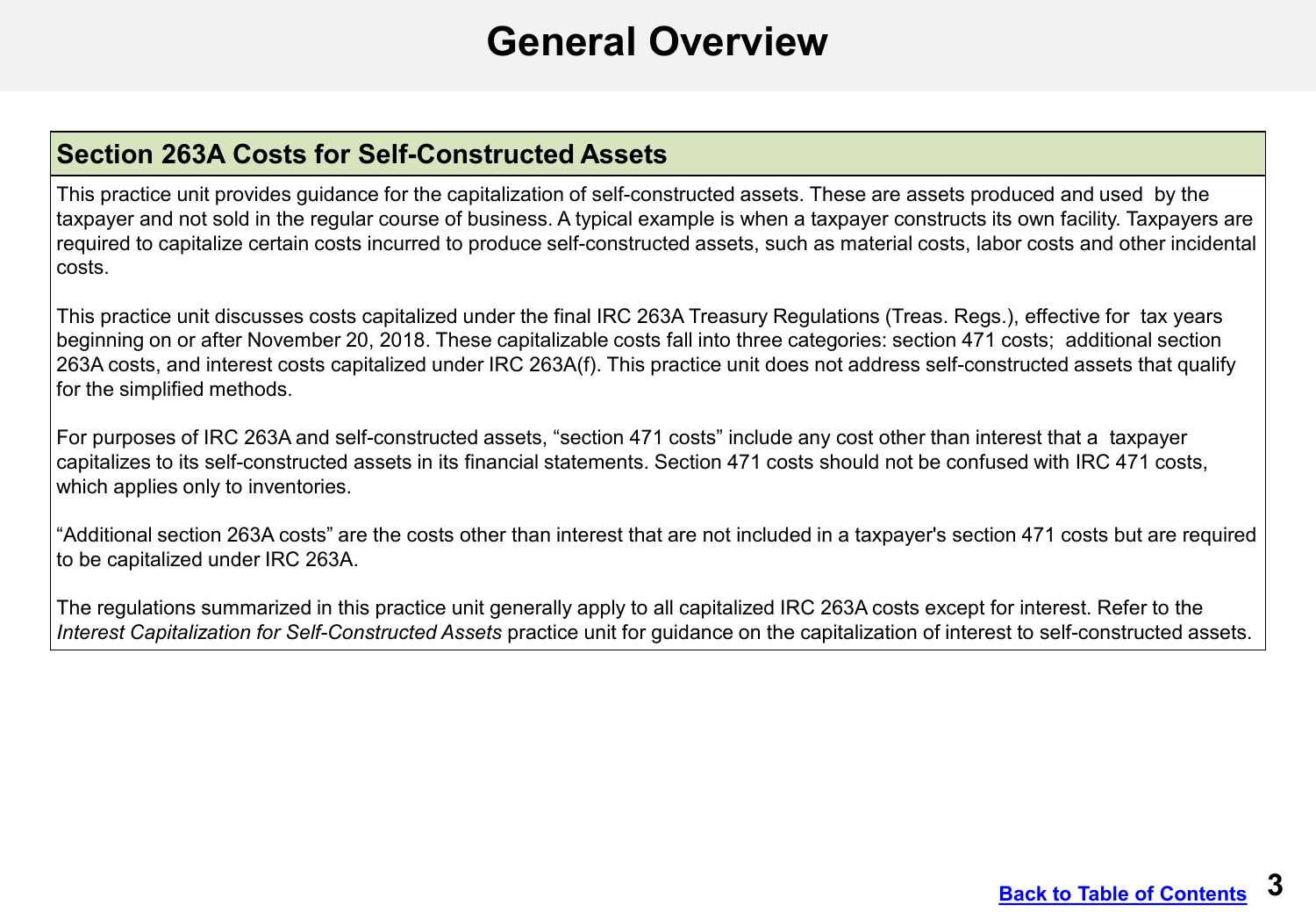# General Overview

## Section 263A Costs for Self-Constructed Assets

This practice unit provides guidance for the capitalization of self-constructed assets. These are assets produced and used by the taxpayer and not sold in the regular course of business. A typical example is when a taxpayer constructs its own facility. Taxpayers are required to capitalize certain costs incurred to produce self-constructed assets, such as material costs, labor costs and other incidental costs.

This practice unit discusses costs capitalized under the final IRC 263A Treasury Regulations (Treas. Regs.), effective for tax years beginning on or after November 20, 2018. These capitalizable costs fall into three categories: section 471 costs; additional section 263A costs, and interest costs capitalized under IRC 263A(f). This practice unit does not address self-constructed assets that qualify for the simplified methods.

For purposes of IRC 263A and self-constructed assets, "section 471 costs" include any cost other than interest that a taxpayer capitalizes to its self-constructed assets in its financial statements. Section 471 costs should not be confused with IRC 471 costs, which applies only to inventories.

"Additional section 263A costs" are the costs other than interest that are not included in a taxpayer's section 471 costs but are required to be capitalized under IRC 263A.

The regulations summarized in this practice unit generally apply to all capitalized IRC 263A costs except for interest. Refer to the *Interest Capitalization for Self-Constructed Assets* practice unit for guidance on the capitalization of interest to self-constructed assets.

[Back to Table of Contents]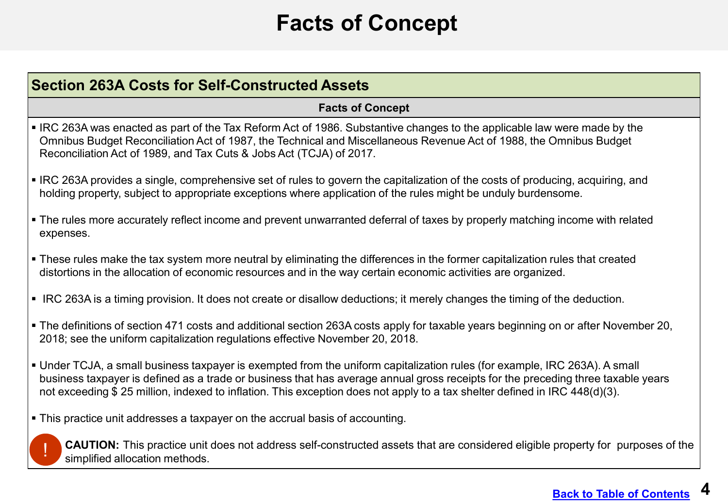# Facts of Concept

## Section 263A Costs for Self-Constructed Assets

**Facts of Concept**

- IRC 263A was enacted as part of the Tax Reform Act of 1986. Substantive changes to the applicable law were made by the Omnibus Budget Reconciliation Act of 1987, the Technical and Miscellaneous Revenue Act of 1988, the Omnibus Budget Reconciliation Act of 1989, and Tax Cuts & Jobs Act (TCJA) of 2017.

- IRC 263A provides a single, comprehensive set of rules to govern the capitalization of the costs of producing, acquiring, and holding property, subject to appropriate exceptions where application of the rules might be unduly burdensome.

- The rules more accurately reflect income and prevent unwarranted deferral of taxes by properly matching income with related expenses.

- These rules make the tax system more neutral by eliminating the differences in the former capitalization rules that created distortions in the allocation of economic resources and in the way certain economic activities are organized.

- IRC 263A is a timing provision. It does not create or disallow deductions; it merely changes the timing of the deduction.

- The definitions of section 471 costs and additional section 263A costs apply for taxable years beginning on or after November 20, 2018; see the uniform capitalization regulations effective November 20, 2018.

- Under TCJA, a small business taxpayer is exempted from the uniform capitalization rules (for example, IRC 263A). A small business taxpayer is defined as a trade or business that has average annual gross receipts for the preceding three taxable years not exceeding $ 25 million, indexed to inflation. This exception does not apply to a tax shelter defined in IRC 448(d)(3).

- This practice unit addresses a taxpayer on the accrual basis of accounting.

**CAUTION:** This practice unit does not address self-constructed assets that are considered eligible property for purposes of the simplified allocation methods.

Back to Table of Contents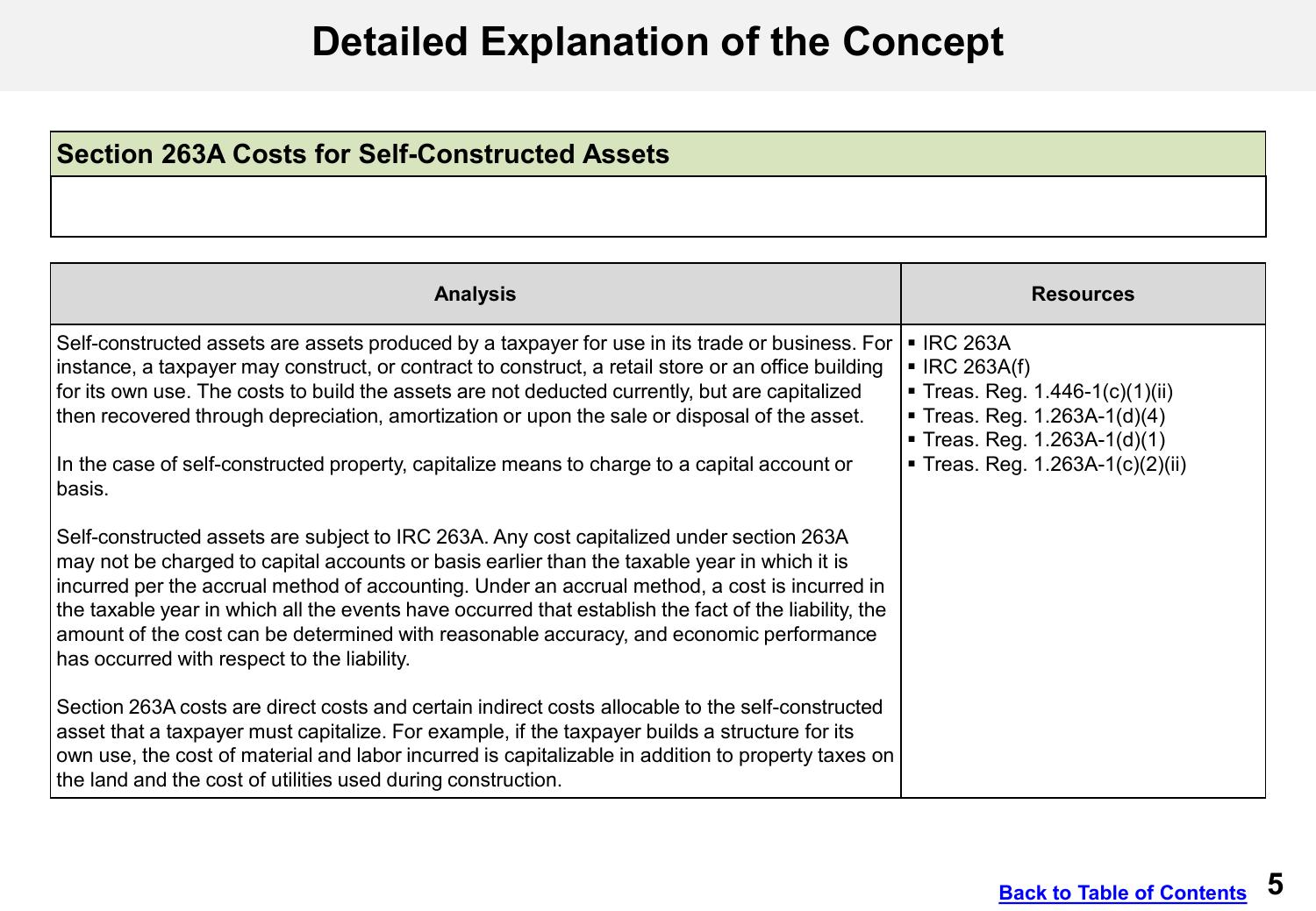# Detailed Explanation of the Concept

## Section 263A Costs for Self-Constructed Assets

| Analysis | Resources |
|---|---|
| Self-constructed assets are assets produced by a taxpayer for use in its trade or business. For instance, a taxpayer may construct, or contract to construct, a retail store or an office building for its own use. The costs to build the assets are not deducted currently, but are capitalized then recovered through depreciation, amortization or upon the sale or disposal of the asset.<br><br>In the case of self-constructed property, capitalize means to charge to a capital account or basis.<br><br>Self-constructed assets are subject to IRC 263A. Any cost capitalized under section 263A may not be charged to capital accounts or basis earlier than the taxable year in which it is incurred per the accrual method of accounting. Under an accrual method, a cost is incurred in the taxable year in which all the events have occurred that establish the fact of the liability, the amount of the cost can be determined with reasonable accuracy, and economic performance has occurred with respect to the liability.<br><br>Section 263A costs are direct costs and certain indirect costs allocable to the self-constructed asset that a taxpayer must capitalize. For example, if the taxpayer builds a structure for its own use, the cost of material and labor incurred is capitalizable in addition to property taxes on the land and the cost of utilities used during construction. | ▪ IRC 263A<br>▪ IRC 263A(f)<br>▪ Treas. Reg. 1.446-1(c)(1)(ii)<br>▪ Treas. Reg. 1.263A-1(d)(4)<br>▪ Treas. Reg. 1.263A-1(d)(1)<br>▪ Treas. Reg. 1.263A-1(c)(2)(ii) |

Back to Table of Contents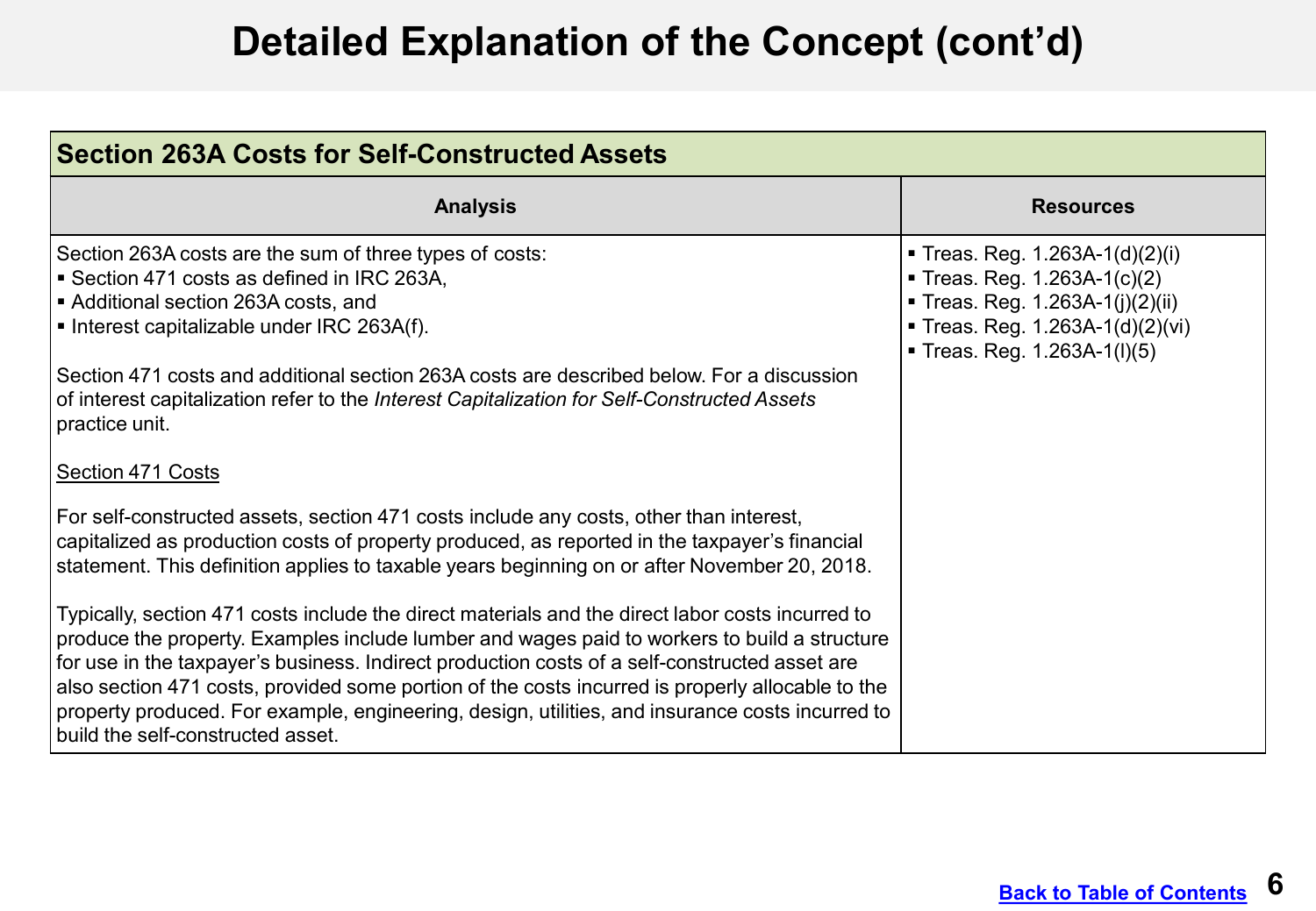# Detailed Explanation of the Concept (cont'd)

## Section 263A Costs for Self-Constructed Assets

| Analysis | Resources |
|---|---|
| Section 263A costs are the sum of three types of costs:<br>▪ Section 471 costs as defined in IRC 263A,<br>▪ Additional section 263A costs, and<br>▪ Interest capitalizable under IRC 263A(f).<br><br>Section 471 costs and additional section 263A costs are described below. For a discussion of interest capitalization refer to the *Interest Capitalization for Self-Constructed Assets* practice unit.<br><br><u>Section 471 Costs</u><br><br>For self-constructed assets, section 471 costs include any costs, other than interest, capitalized as production costs of property produced, as reported in the taxpayer's financial statement. This definition applies to taxable years beginning on or after November 20, 2018.<br><br>Typically, section 471 costs include the direct materials and the direct labor costs incurred to produce the property. Examples include lumber and wages paid to workers to build a structure for use in the taxpayer's business. Indirect production costs of a self-constructed asset are also section 471 costs, provided some portion of the costs incurred is properly allocable to the property produced. For example, engineering, design, utilities, and insurance costs incurred to build the self-constructed asset. | ▪ Treas. Reg. 1.263A-1(d)(2)(i)<br>▪ Treas. Reg. 1.263A-1(c)(2)<br>▪ Treas. Reg. 1.263A-1(j)(2)(ii)<br>▪ Treas. Reg. 1.263A-1(d)(2)(vi)<br>▪ Treas. Reg. 1.263A-1(l)(5) |

Back to Table of Contents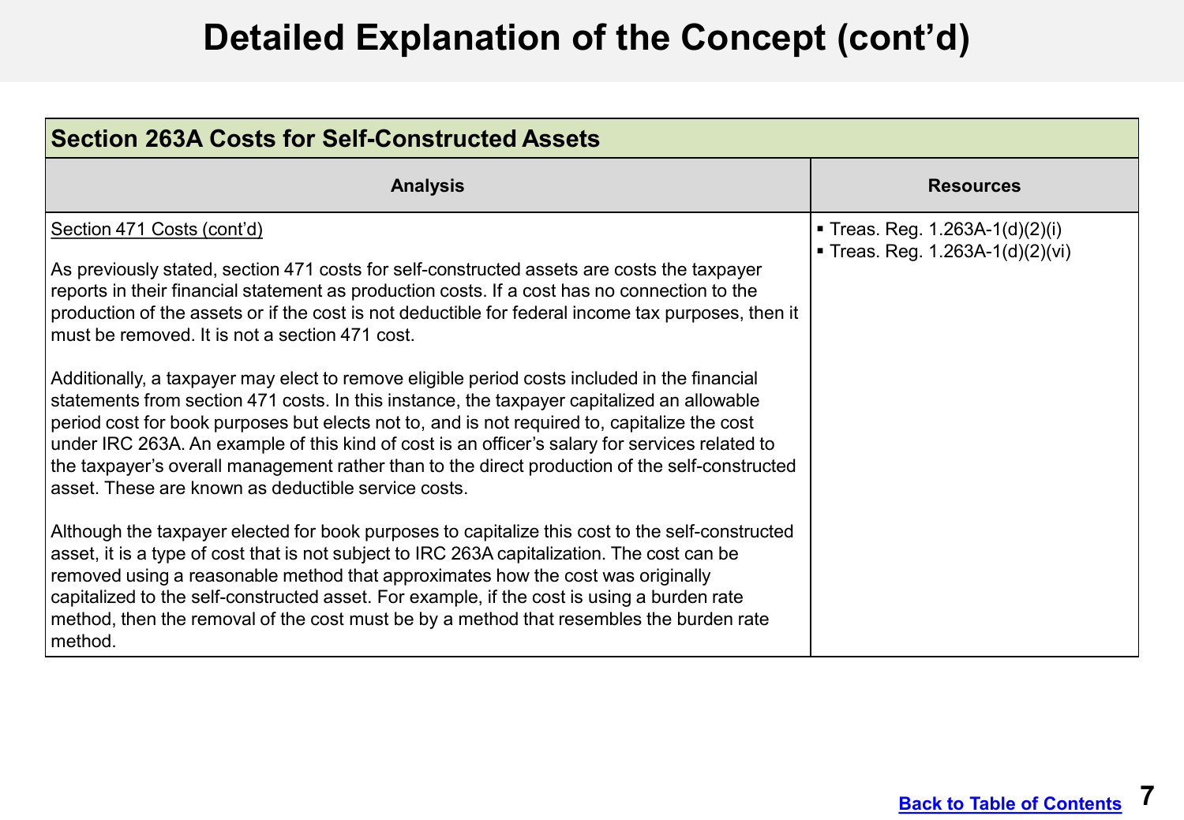# Detailed Explanation of the Concept (cont'd)

| Section 263A Costs for Self-Constructed Assets | |
|---|---|
| **Analysis** | **Resources** |
| Section 471 Costs (cont'd)<br><br>As previously stated, section 471 costs for self-constructed assets are costs the taxpayer reports in their financial statement as production costs. If a cost has no connection to the production of the assets or if the cost is not deductible for federal income tax purposes, then it must be removed. It is not a section 471 cost.<br><br>Additionally, a taxpayer may elect to remove eligible period costs included in the financial statements from section 471 costs. In this instance, the taxpayer capitalized an allowable period cost for book purposes but elects not to, and is not required to, capitalize the cost under IRC 263A. An example of this kind of cost is an officer's salary for services related to the taxpayer's overall management rather than to the direct production of the self-constructed asset. These are known as deductible service costs.<br><br>Although the taxpayer elected for book purposes to capitalize this cost to the self-constructed asset, it is a type of cost that is not subject to IRC 263A capitalization. The cost can be removed using a reasonable method that approximates how the cost was originally capitalized to the self-constructed asset. For example, if the cost is using a burden rate method, then the removal of the cost must be by a method that resembles the burden rate method. | ▪ Treas. Reg. 1.263A-1(d)(2)(i)<br>▪ Treas. Reg. 1.263A-1(d)(2)(vi) |

Back to Table of Contents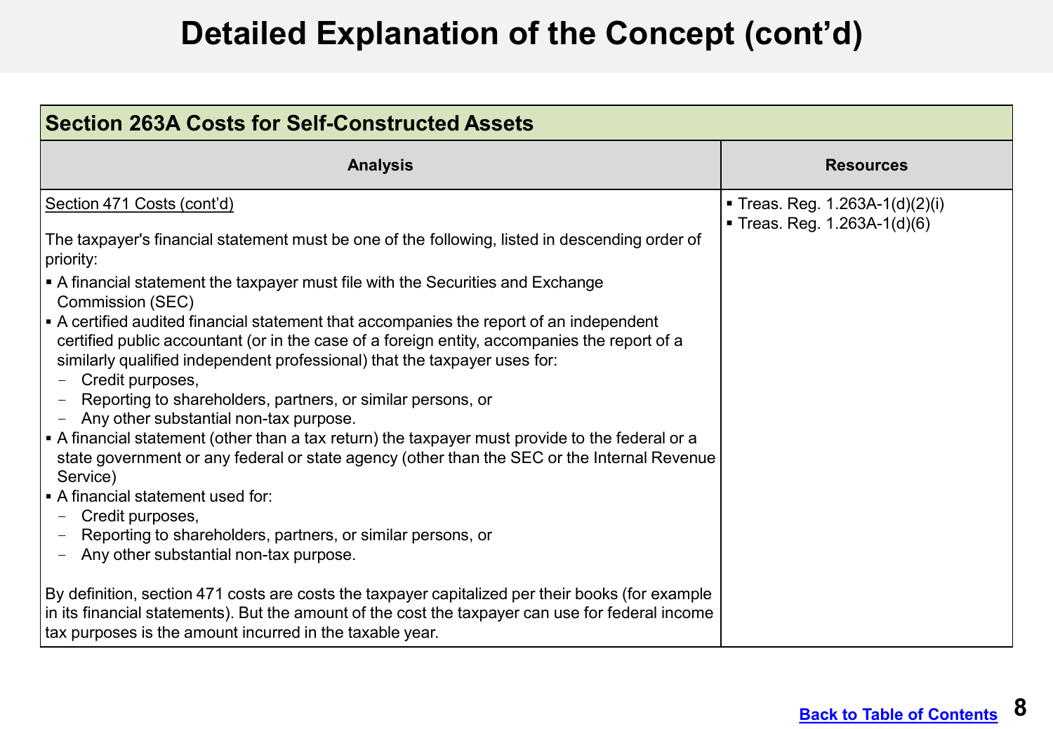# Detailed Explanation of the Concept (cont'd)

| Section 263A Costs for Self-Constructed Assets | |
|---|---|
| **Analysis** | **Resources** |
| Section 471 Costs (cont'd)<br><br>The taxpayer's financial statement must be one of the following, listed in descending order of priority:<br>▪ A financial statement the taxpayer must file with the Securities and Exchange Commission (SEC)<br>▪ A certified audited financial statement that accompanies the report of an independent certified public accountant (or in the case of a foreign entity, accompanies the report of a similarly qualified independent professional) that the taxpayer uses for:<br>– Credit purposes,<br>– Reporting to shareholders, partners, or similar persons, or<br>– Any other substantial non-tax purpose.<br>▪ A financial statement (other than a tax return) the taxpayer must provide to the federal or a state government or any federal or state agency (other than the SEC or the Internal Revenue Service)<br>▪ A financial statement used for:<br>– Credit purposes,<br>– Reporting to shareholders, partners, or similar persons, or<br>– Any other substantial non-tax purpose.<br><br>By definition, section 471 costs are costs the taxpayer capitalized per their books (for example in its financial statements). But the amount of the cost the taxpayer can use for federal income tax purposes is the amount incurred in the taxable year. | ▪ Treas. Reg. 1.263A-1(d)(2)(i)<br>▪ Treas. Reg. 1.263A-1(d)(6) |

Back to Table of Contents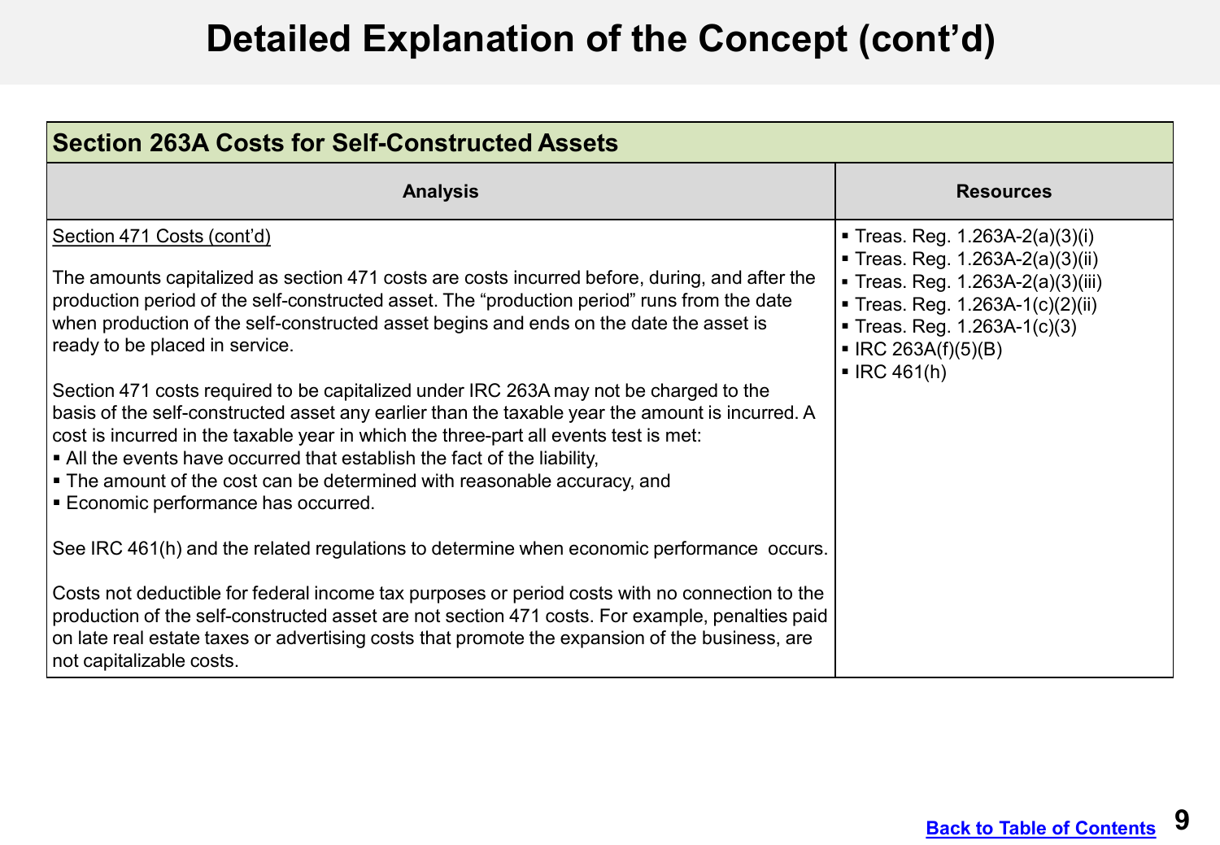# Detailed Explanation of the Concept (cont'd)

## Section 263A Costs for Self-Constructed Assets

| Analysis | Resources |
| --- | --- |
| Section 471 Costs (cont'd)<br><br>The amounts capitalized as section 471 costs are costs incurred before, during, and after the production period of the self-constructed asset. The "production period" runs from the date when production of the self-constructed asset begins and ends on the date the asset is ready to be placed in service.<br><br>Section 471 costs required to be capitalized under IRC 263A may not be charged to the basis of the self-constructed asset any earlier than the taxable year the amount is incurred. A cost is incurred in the taxable year in which the three-part all events test is met:<br>▪ All the events have occurred that establish the fact of the liability,<br>▪ The amount of the cost can be determined with reasonable accuracy, and<br>▪ Economic performance has occurred.<br><br>See IRC 461(h) and the related regulations to determine when economic performance occurs.<br><br>Costs not deductible for federal income tax purposes or period costs with no connection to the production of the self-constructed asset are not section 471 costs. For example, penalties paid on late real estate taxes or advertising costs that promote the expansion of the business, are not capitalizable costs. | ▪ Treas. Reg. 1.263A-2(a)(3)(i)<br>▪ Treas. Reg. 1.263A-2(a)(3)(ii)<br>▪ Treas. Reg. 1.263A-2(a)(3)(iii)<br>▪ Treas. Reg. 1.263A-1(c)(2)(ii)<br>▪ Treas. Reg. 1.263A-1(c)(3)<br>▪ IRC 263A(f)(5)(B)<br>▪ IRC 461(h) |

Back to Table of Contents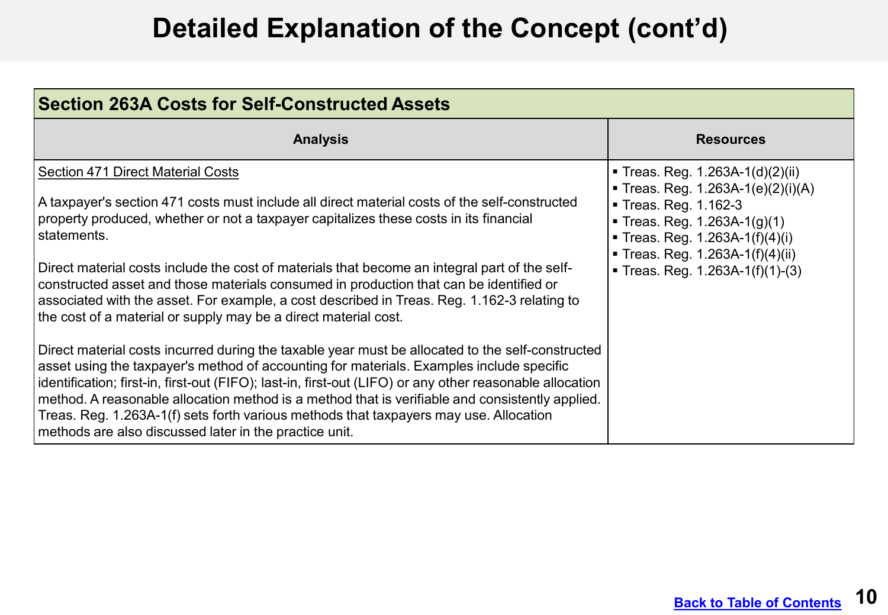# Detailed Explanation of the Concept (cont'd)

| Section 263A Costs for Self-Constructed Assets | |
|---|---|
| **Analysis** | **Resources** |
| Section 471 Direct Material Costs<br><br>A taxpayer's section 471 costs must include all direct material costs of the self-constructed property produced, whether or not a taxpayer capitalizes these costs in its financial statements.<br><br>Direct material costs include the cost of materials that become an integral part of the self-constructed asset and those materials consumed in production that can be identified or associated with the asset. For example, a cost described in Treas. Reg. 1.162-3 relating to the cost of a material or supply may be a direct material cost.<br><br>Direct material costs incurred during the taxable year must be allocated to the self-constructed asset using the taxpayer's method of accounting for materials. Examples include specific identification; first-in, first-out (FIFO); last-in, first-out (LIFO) or any other reasonable allocation method. A reasonable allocation method is a method that is verifiable and consistently applied. Treas. Reg. 1.263A-1(f) sets forth various methods that taxpayers may use. Allocation methods are also discussed later in the practice unit. | ▪ Treas. Reg. 1.263A-1(d)(2)(ii)<br>▪ Treas. Reg. 1.263A-1(e)(2)(i)(A)<br>▪ Treas. Reg. 1.162-3<br>▪ Treas. Reg. 1.263A-1(g)(1)<br>▪ Treas. Reg. 1.263A-1(f)(4)(i)<br>▪ Treas. Reg. 1.263A-1(f)(4)(ii)<br>▪ Treas. Reg. 1.263A-1(f)(1)-(3) |

Back to Table of Contents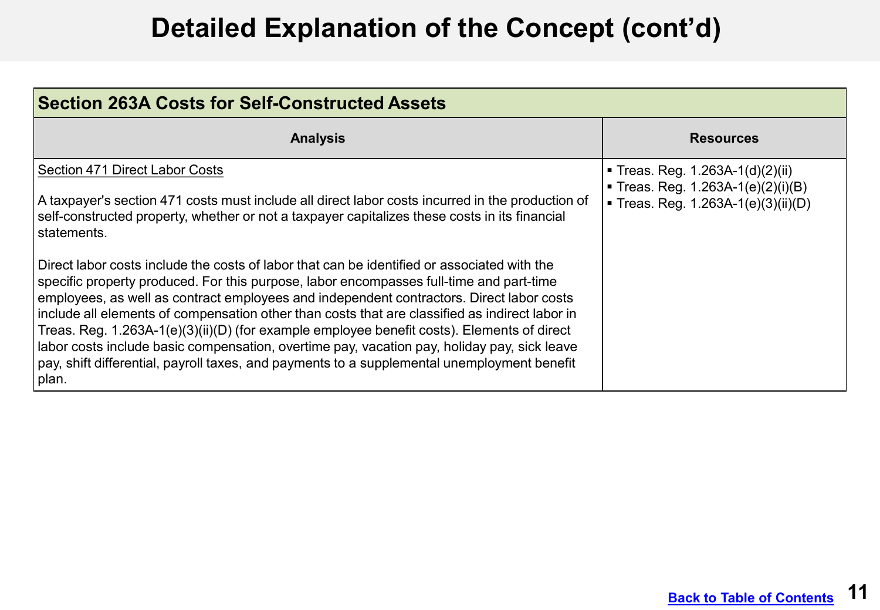# Detailed Explanation of the Concept (cont'd)

| Section 263A Costs for Self-Constructed Assets | |
|---|---|
| **Analysis** | **Resources** |
| <u>Section 471 Direct Labor Costs</u><br><br>A taxpayer's section 471 costs must include all direct labor costs incurred in the production of self-constructed property, whether or not a taxpayer capitalizes these costs in its financial statements.<br><br>Direct labor costs include the costs of labor that can be identified or associated with the specific property produced. For this purpose, labor encompasses full-time and part-time employees, as well as contract employees and independent contractors. Direct labor costs include all elements of compensation other than costs that are classified as indirect labor in Treas. Reg. 1.263A-1(e)(3)(ii)(D) (for example employee benefit costs). Elements of direct labor costs include basic compensation, overtime pay, vacation pay, holiday pay, sick leave pay, shift differential, payroll taxes, and payments to a supplemental unemployment benefit plan. | ▪ Treas. Reg. 1.263A-1(d)(2)(ii)<br>▪ Treas. Reg. 1.263A-1(e)(2)(i)(B)<br>▪ Treas. Reg. 1.263A-1(e)(3)(ii)(D) |

Back to Table of Contents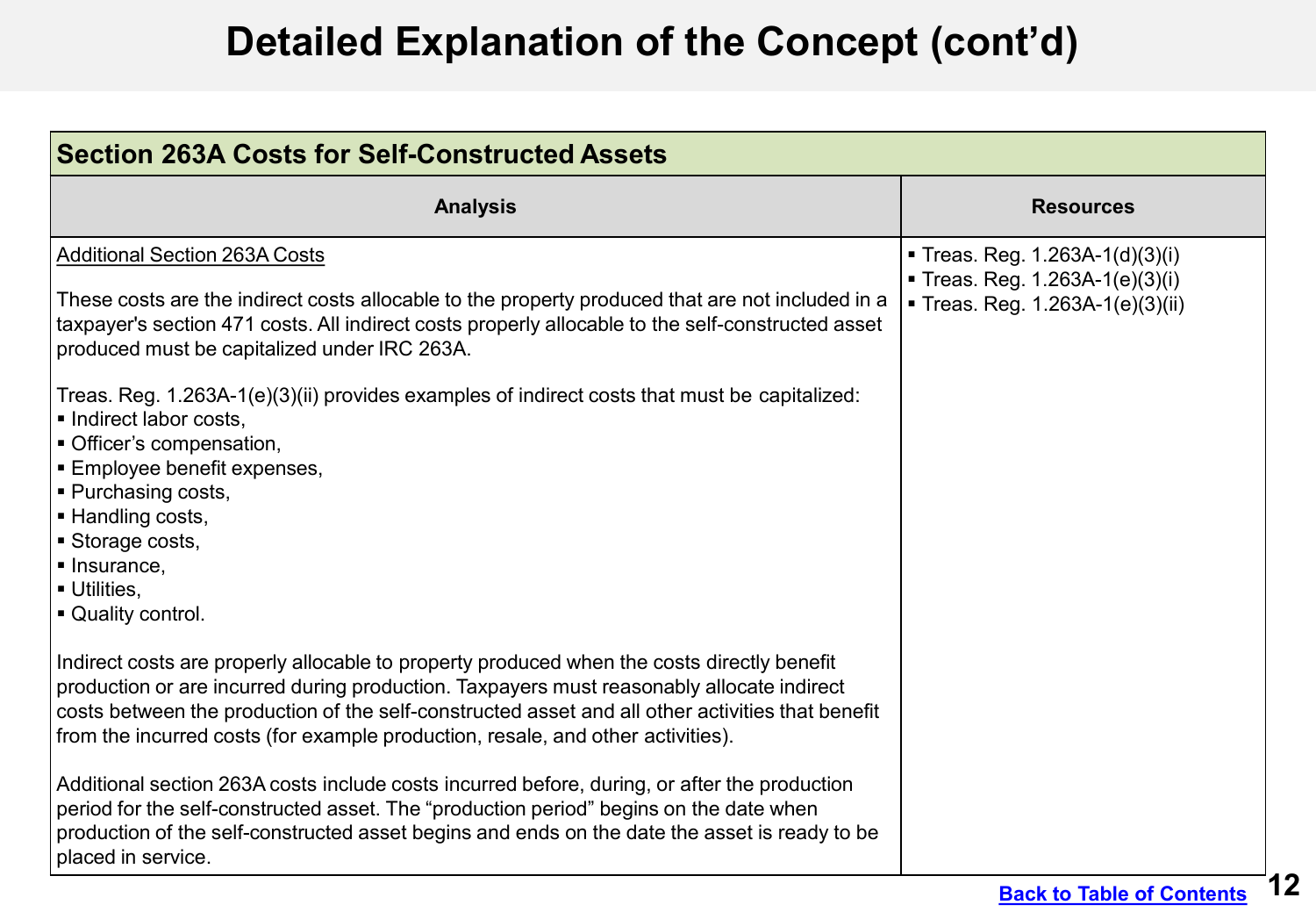# Detailed Explanation of the Concept (cont'd)

## Section 263A Costs for Self-Constructed Assets

| Analysis | Resources |
|---|---|
| <u>Additional Section 263A Costs</u><br><br>These costs are the indirect costs allocable to the property produced that are not included in a taxpayer's section 471 costs. All indirect costs properly allocable to the self-constructed asset produced must be capitalized under IRC 263A.<br><br>Treas. Reg. 1.263A-1(e)(3)(ii) provides examples of indirect costs that must be capitalized:<br>▪ Indirect labor costs,<br>▪ Officer's compensation,<br>▪ Employee benefit expenses,<br>▪ Purchasing costs,<br>▪ Handling costs,<br>▪ Storage costs,<br>▪ Insurance,<br>▪ Utilities,<br>▪ Quality control.<br><br>Indirect costs are properly allocable to property produced when the costs directly benefit production or are incurred during production. Taxpayers must reasonably allocate indirect costs between the production of the self-constructed asset and all other activities that benefit from the incurred costs (for example production, resale, and other activities).<br><br>Additional section 263A costs include costs incurred before, during, or after the production period for the self-constructed asset. The "production period" begins on the date when production of the self-constructed asset begins and ends on the date the asset is ready to be placed in service. | ▪ Treas. Reg. 1.263A-1(d)(3)(i)<br>▪ Treas. Reg. 1.263A-1(e)(3)(i)<br>▪ Treas. Reg. 1.263A-1(e)(3)(ii) |

Back to Table of Contents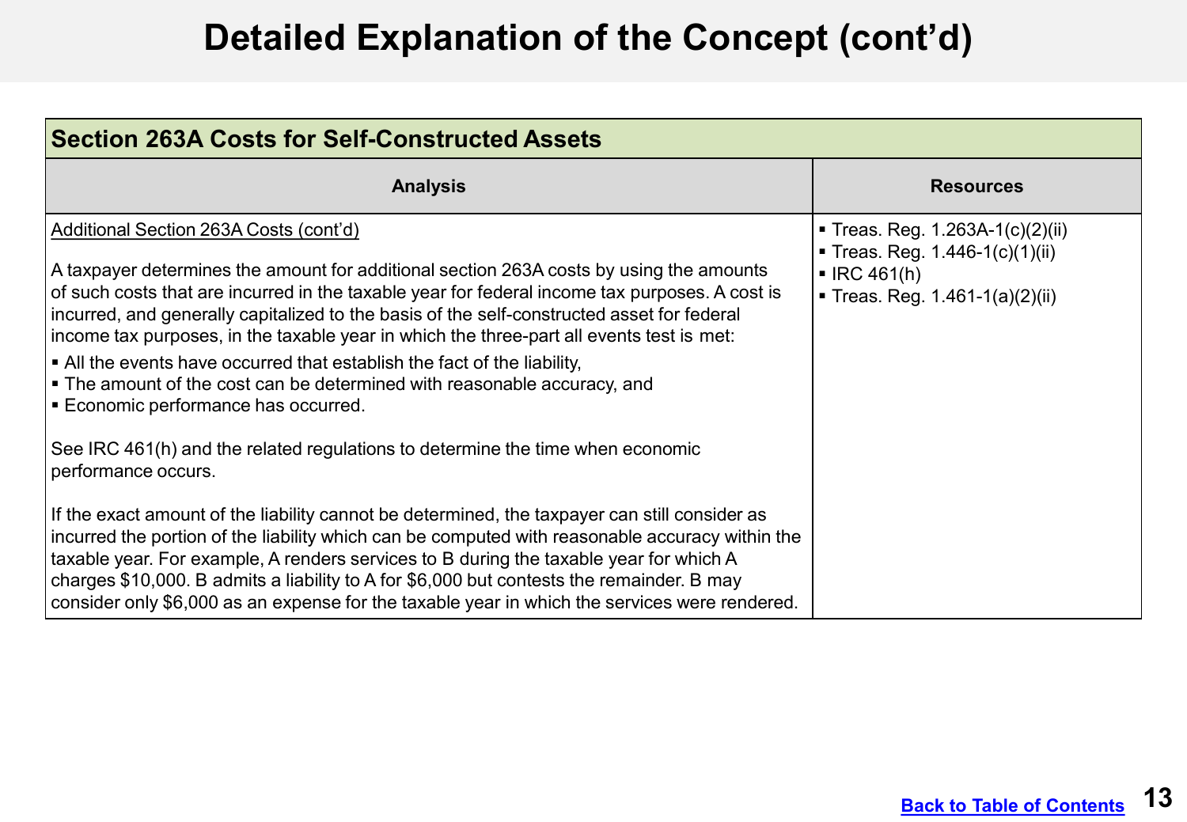# Detailed Explanation of the Concept (cont'd)

| Section 263A Costs for Self-Constructed Assets | |
|---|---|
| **Analysis** | **Resources** |
| Additional Section 263A Costs (cont'd)<br><br>A taxpayer determines the amount for additional section 263A costs by using the amounts of such costs that are incurred in the taxable year for federal income tax purposes. A cost is incurred, and generally capitalized to the basis of the self-constructed asset for federal income tax purposes, in the taxable year in which the three-part all events test is met:<br>▪ All the events have occurred that establish the fact of the liability,<br>▪ The amount of the cost can be determined with reasonable accuracy, and<br>▪ Economic performance has occurred.<br><br>See IRC 461(h) and the related regulations to determine the time when economic performance occurs.<br><br>If the exact amount of the liability cannot be determined, the taxpayer can still consider as incurred the portion of the liability which can be computed with reasonable accuracy within the taxable year. For example, A renders services to B during the taxable year for which A charges $10,000. B admits a liability to A for $6,000 but contests the remainder. B may consider only $6,000 as an expense for the taxable year in which the services were rendered. | ▪ Treas. Reg. 1.263A-1(c)(2)(ii)<br>▪ Treas. Reg. 1.446-1(c)(1)(ii)<br>▪ IRC 461(h)<br>▪ Treas. Reg. 1.461-1(a)(2)(ii) |

Back to Table of Contents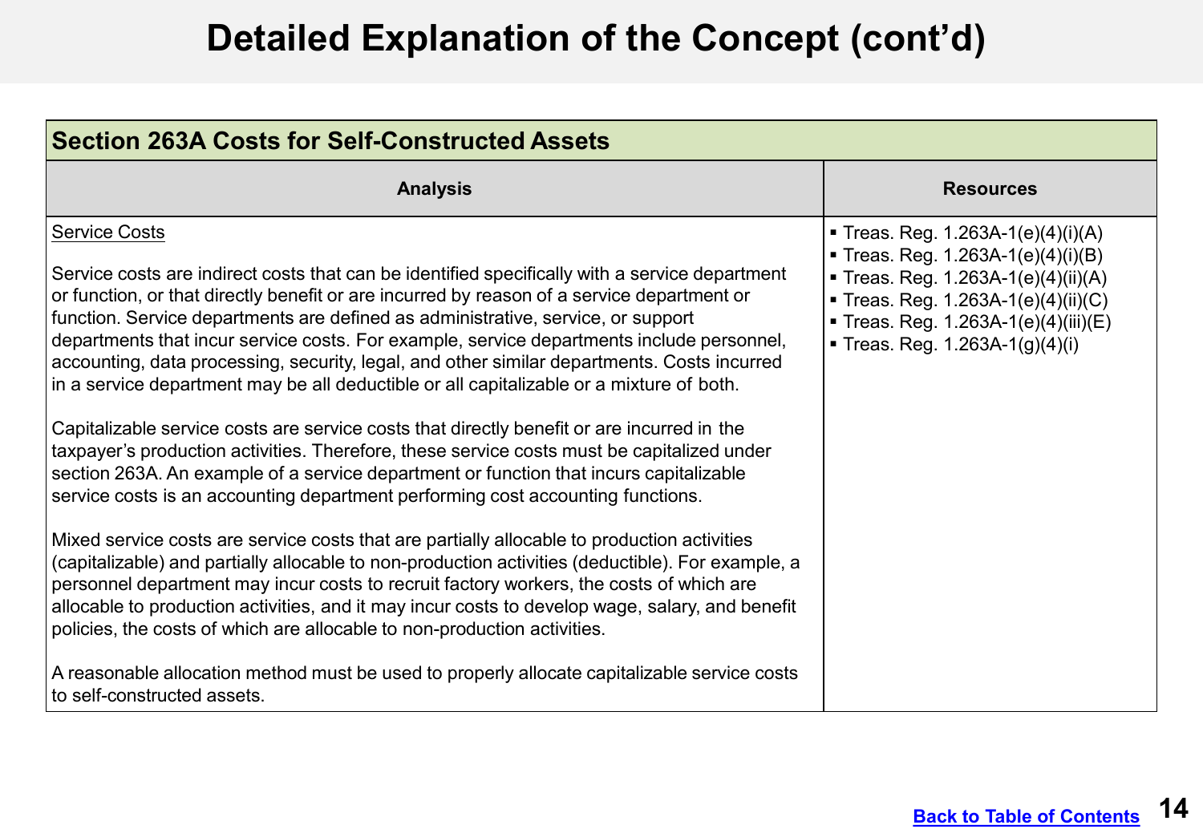# Detailed Explanation of the Concept (cont'd)

| Section 263A Costs for Self-Constructed Assets | |
|---|---|
| **Analysis** | **Resources** |
| Service Costs<br><br>Service costs are indirect costs that can be identified specifically with a service department or function, or that directly benefit or are incurred by reason of a service department or function. Service departments are defined as administrative, service, or support departments that incur service costs. For example, service departments include personnel, accounting, data processing, security, legal, and other similar departments. Costs incurred in a service department may be all deductible or all capitalizable or a mixture of both.<br><br>Capitalizable service costs are service costs that directly benefit or are incurred in the taxpayer's production activities. Therefore, these service costs must be capitalized under section 263A. An example of a service department or function that incurs capitalizable service costs is an accounting department performing cost accounting functions.<br><br>Mixed service costs are service costs that are partially allocable to production activities (capitalizable) and partially allocable to non-production activities (deductible). For example, a personnel department may incur costs to recruit factory workers, the costs of which are allocable to production activities, and it may incur costs to develop wage, salary, and benefit policies, the costs of which are allocable to non-production activities.<br><br>A reasonable allocation method must be used to properly allocate capitalizable service costs to self-constructed assets. | ▪ Treas. Reg. 1.263A-1(e)(4)(i)(A)<br>▪ Treas. Reg. 1.263A-1(e)(4)(i)(B)<br>▪ Treas. Reg. 1.263A-1(e)(4)(ii)(A)<br>▪ Treas. Reg. 1.263A-1(e)(4)(ii)(C)<br>▪ Treas. Reg. 1.263A-1(e)(4)(iii)(E)<br>▪ Treas. Reg. 1.263A-1(g)(4)(i) |

[Back to Table of Contents]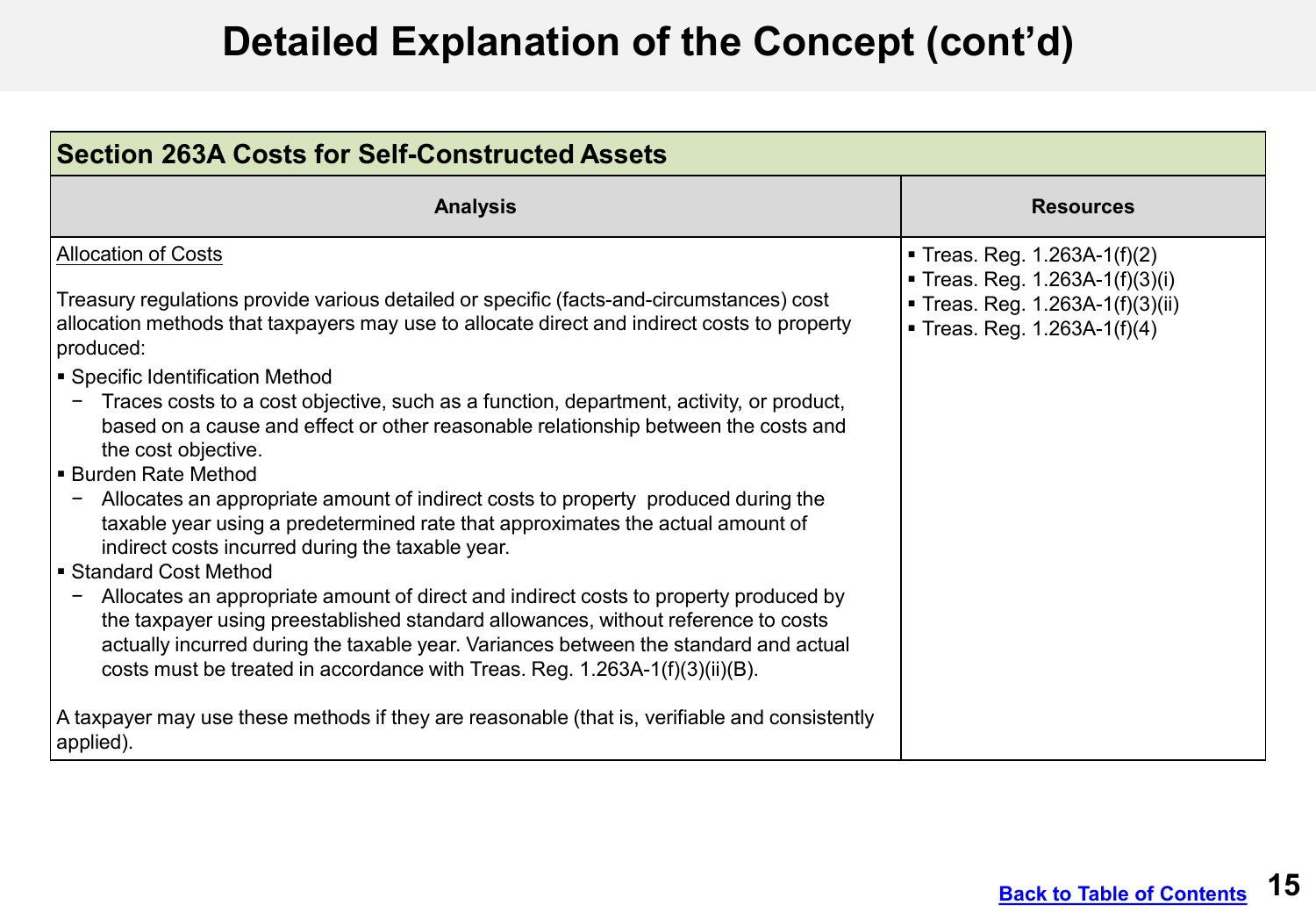# Detailed Explanation of the Concept (cont'd)

| Section 263A Costs for Self-Constructed Assets | |
|---|---|
| **Analysis** | **Resources** |
| <u>Allocation of Costs</u><br><br>Treasury regulations provide various detailed or specific (facts-and-circumstances) cost allocation methods that taxpayers may use to allocate direct and indirect costs to property produced:<br>▪ Specific Identification Method<br>− Traces costs to a cost objective, such as a function, department, activity, or product, based on a cause and effect or other reasonable relationship between the costs and the cost objective.<br>▪ Burden Rate Method<br>− Allocates an appropriate amount of indirect costs to property produced during the taxable year using a predetermined rate that approximates the actual amount of indirect costs incurred during the taxable year.<br>▪ Standard Cost Method<br>− Allocates an appropriate amount of direct and indirect costs to property produced by the taxpayer using preestablished standard allowances, without reference to costs actually incurred during the taxable year. Variances between the standard and actual costs must be treated in accordance with Treas. Reg. 1.263A-1(f)(3)(ii)(B).<br><br>A taxpayer may use these methods if they are reasonable (that is, verifiable and consistently applied). | ▪ Treas. Reg. 1.263A-1(f)(2)<br>▪ Treas. Reg. 1.263A-1(f)(3)(i)<br>▪ Treas. Reg. 1.263A-1(f)(3)(ii)<br>▪ Treas. Reg. 1.263A-1(f)(4) |

Back to Table of Contents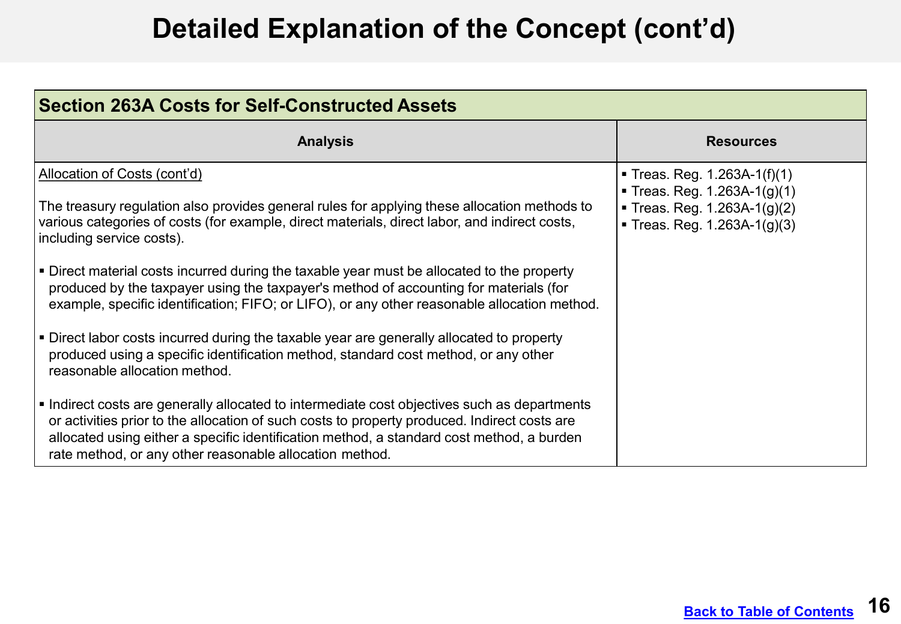# Detailed Explanation of the Concept (cont'd)

| Section 263A Costs for Self-Constructed Assets | |
|---|---|
| **Analysis** | **Resources** |
| <u>Allocation of Costs (cont'd)</u><br><br>The treasury regulation also provides general rules for applying these allocation methods to various categories of costs (for example, direct materials, direct labor, and indirect costs, including service costs).<br><br>▪ Direct material costs incurred during the taxable year must be allocated to the property produced by the taxpayer using the taxpayer's method of accounting for materials (for example, specific identification; FIFO; or LIFO), or any other reasonable allocation method.<br><br>▪ Direct labor costs incurred during the taxable year are generally allocated to property produced using a specific identification method, standard cost method, or any other reasonable allocation method.<br><br>▪ Indirect costs are generally allocated to intermediate cost objectives such as departments or activities prior to the allocation of such costs to property produced. Indirect costs are allocated using either a specific identification method, a standard cost method, a burden rate method, or any other reasonable allocation method. | ▪ Treas. Reg. 1.263A-1(f)(1)<br>▪ Treas. Reg. 1.263A-1(g)(1)<br>▪ Treas. Reg. 1.263A-1(g)(2)<br>▪ Treas. Reg. 1.263A-1(g)(3) |

Back to Table of Contents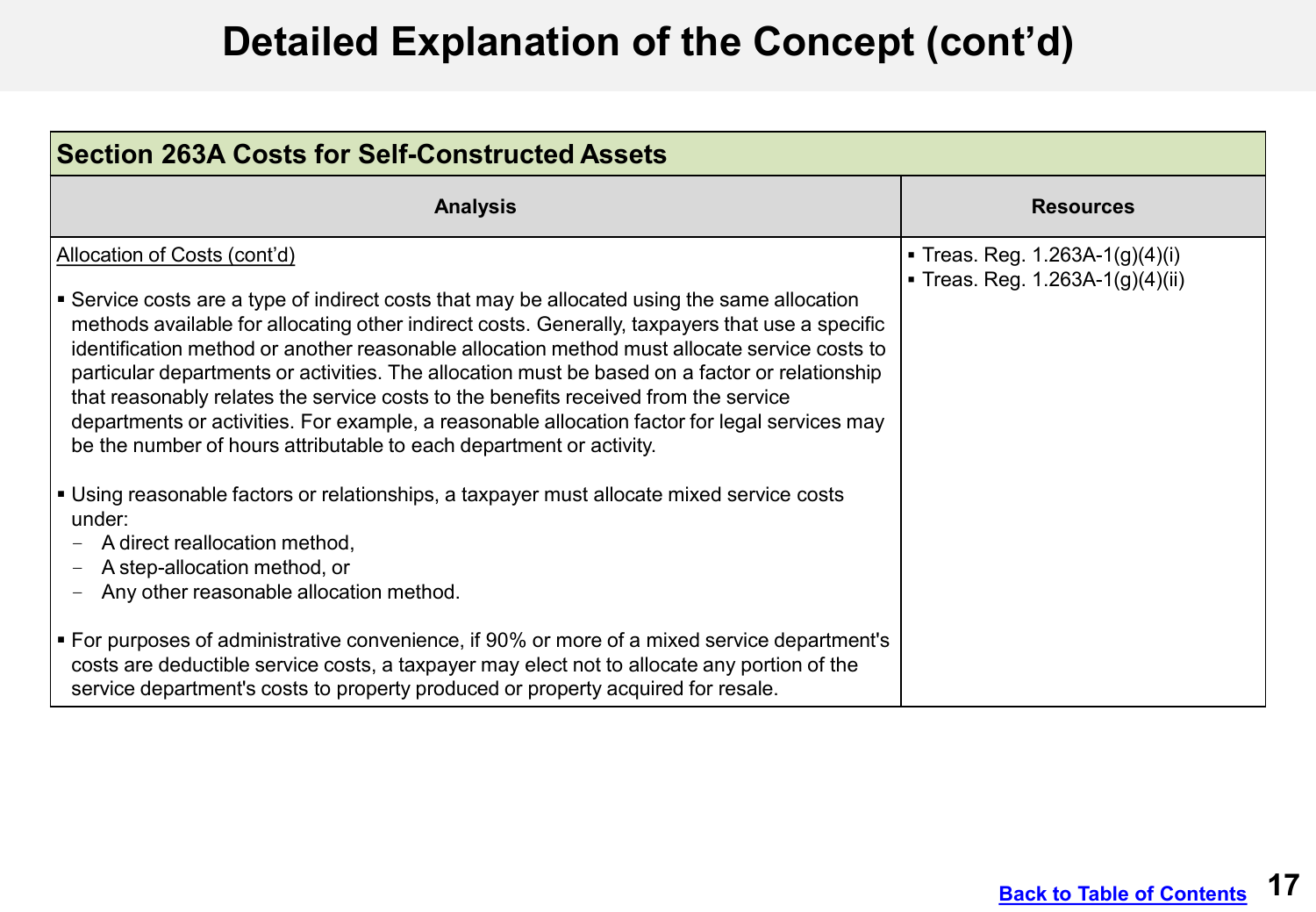# Detailed Explanation of the Concept (cont'd)

| Section 263A Costs for Self-Constructed Assets | |
|---|---|
| **Analysis** | **Resources** |
| Allocation of Costs (cont'd)<br><br>▪ Service costs are a type of indirect costs that may be allocated using the same allocation methods available for allocating other indirect costs. Generally, taxpayers that use a specific identification method or another reasonable allocation method must allocate service costs to particular departments or activities. The allocation must be based on a factor or relationship that reasonably relates the service costs to the benefits received from the service departments or activities. For example, a reasonable allocation factor for legal services may be the number of hours attributable to each department or activity.<br><br>▪ Using reasonable factors or relationships, a taxpayer must allocate mixed service costs under:<br>– A direct reallocation method,<br>– A step-allocation method, or<br>– Any other reasonable allocation method.<br><br>▪ For purposes of administrative convenience, if 90% or more of a mixed service department's costs are deductible service costs, a taxpayer may elect not to allocate any portion of the service department's costs to property produced or property acquired for resale. | ▪ Treas. Reg. 1.263A-1(g)(4)(i)<br>▪ Treas. Reg. 1.263A-1(g)(4)(ii) |

Back to Table of Contents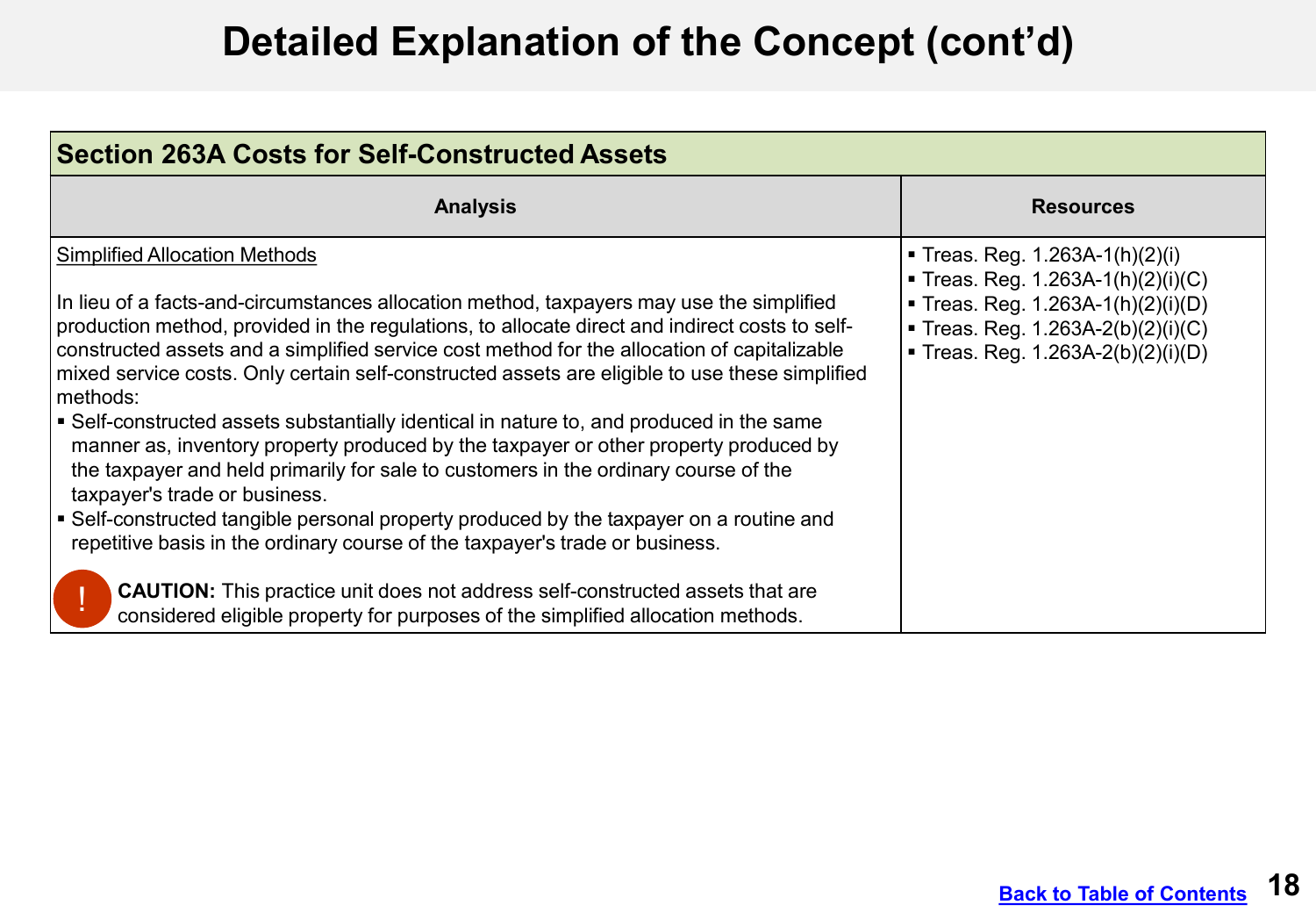# Detailed Explanation of the Concept (cont'd)

| Section 263A Costs for Self-Constructed Assets | |
|---|---|
| **Analysis** | **Resources** |
| <u>Simplified Allocation Methods</u><br><br>In lieu of a facts-and-circumstances allocation method, taxpayers may use the simplified production method, provided in the regulations, to allocate direct and indirect costs to self-constructed assets and a simplified service cost method for the allocation of capitalizable mixed service costs. Only certain self-constructed assets are eligible to use these simplified methods:<br>▪ Self-constructed assets substantially identical in nature to, and produced in the same manner as, inventory property produced by the taxpayer or other property produced by the taxpayer and held primarily for sale to customers in the ordinary course of the taxpayer's trade or business.<br>▪ Self-constructed tangible personal property produced by the taxpayer on a routine and repetitive basis in the ordinary course of the taxpayer's trade or business.<br><br>! **CAUTION:** This practice unit does not address self-constructed assets that are considered eligible property for purposes of the simplified allocation methods. | ▪ Treas. Reg. 1.263A-1(h)(2)(i)<br>▪ Treas. Reg. 1.263A-1(h)(2)(i)(C)<br>▪ Treas. Reg. 1.263A-1(h)(2)(i)(D)<br>▪ Treas. Reg. 1.263A-2(b)(2)(i)(C)<br>▪ Treas. Reg. 1.263A-2(b)(2)(i)(D) |

Back to Table of Contents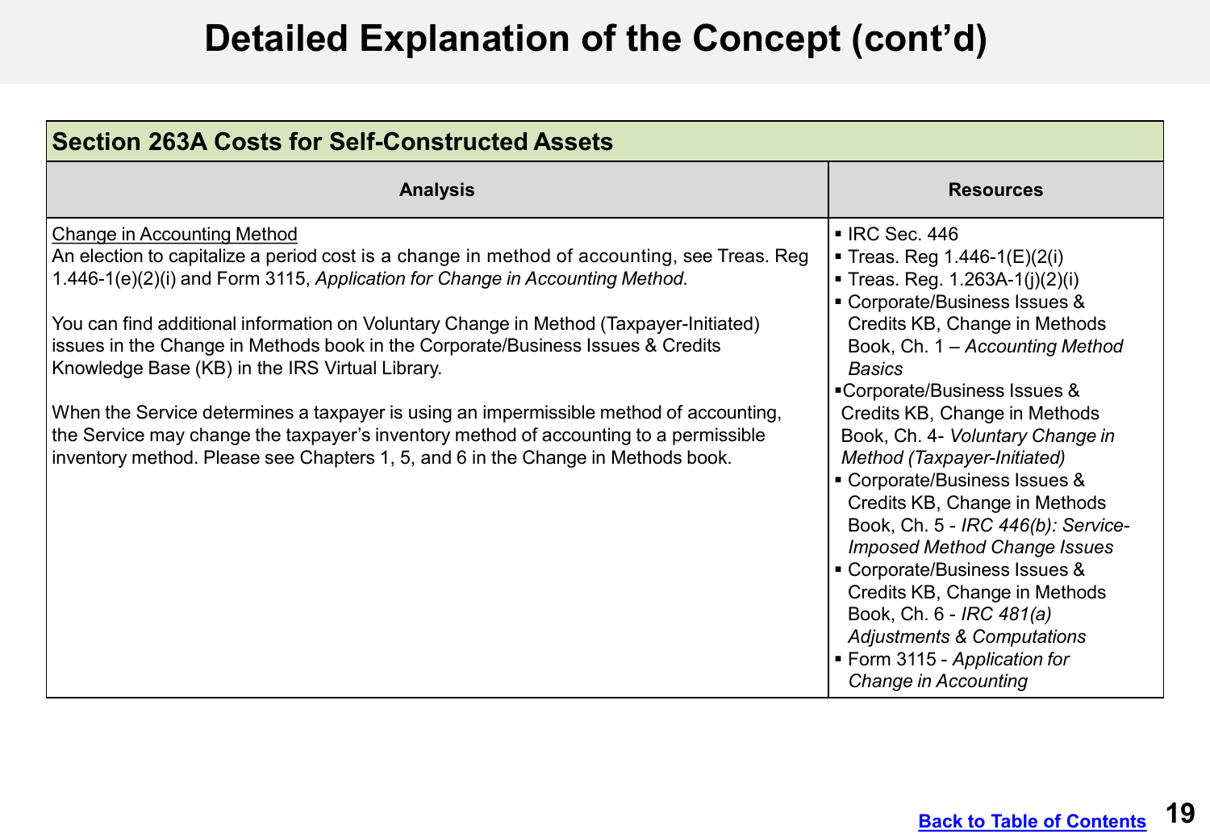# Detailed Explanation of the Concept (cont'd)

| Section 263A Costs for Self-Constructed Assets | |
|---|---|
| **Analysis** | **Resources** |
| <u>Change in Accounting Method</u><br>An election to capitalize a period cost is a change in method of accounting, see Treas. Reg 1.446-1(e)(2)(i) and Form 3115, *Application for Change in Accounting Method.*<br><br>You can find additional information on Voluntary Change in Method (Taxpayer-Initiated) issues in the Change in Methods book in the Corporate/Business Issues & Credits Knowledge Base (KB) in the IRS Virtual Library.<br><br>When the Service determines a taxpayer is using an impermissible method of accounting, the Service may change the taxpayer's inventory method of accounting to a permissible inventory method. Please see Chapters 1, 5, and 6 in the Change in Methods book. | ▪ IRC Sec. 446<br>▪ Treas. Reg 1.446-1(E)(2(i)<br>▪ Treas. Reg. 1.263A-1(j)(2)(i)<br>▪ Corporate/Business Issues & Credits KB, Change in Methods Book, Ch. 1 – *Accounting Method Basics*<br>▪ Corporate/Business Issues & Credits KB, Change in Methods Book, Ch. 4- *Voluntary Change in Method (Taxpayer-Initiated)*<br>▪ Corporate/Business Issues & Credits KB, Change in Methods Book, Ch. 5 - *IRC 446(b): Service-Imposed Method Change Issues*<br>▪ Corporate/Business Issues & Credits KB, Change in Methods Book, Ch. 6 - *IRC 481(a) Adjustments & Computations*<br>▪ Form 3115 - *Application for Change in Accounting* |

Back to Table of Contents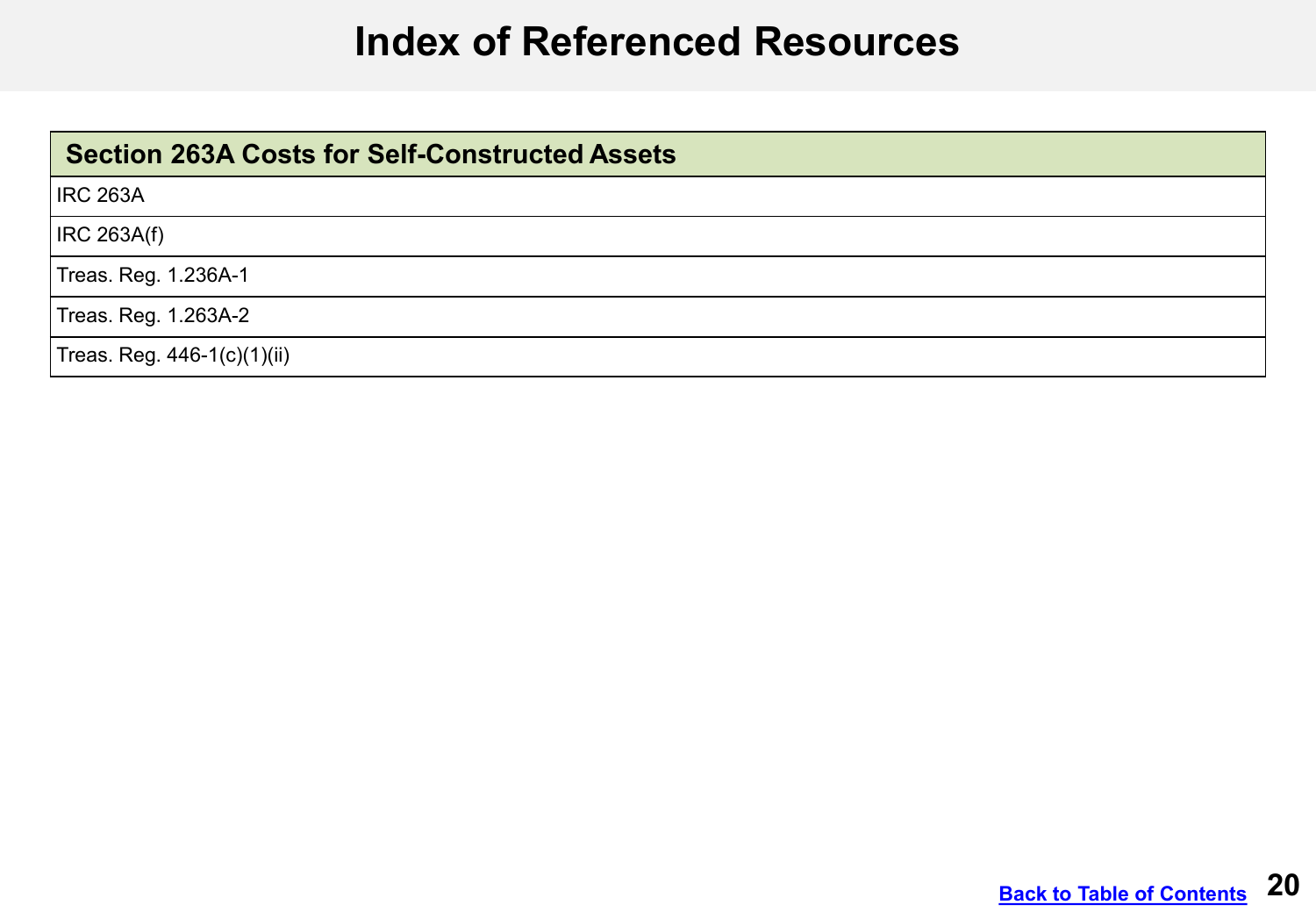# Index of Referenced Resources

| Section 263A Costs for Self-Constructed Assets |
| --- |
| IRC 263A |
| IRC 263A(f) |
| Treas. Reg. 1.236A-1 |
| Treas. Reg. 1.263A-2 |
| Treas. Reg. 446-1(c)(1)(ii) |

Back to Table of Contents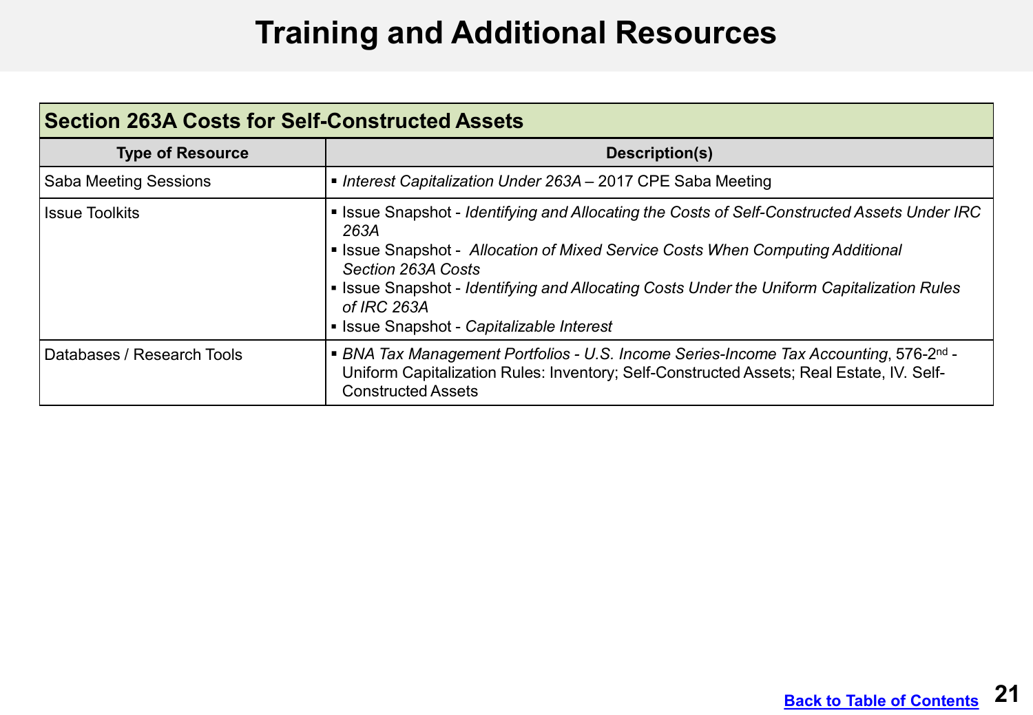# Training and Additional Resources

| Section 263A Costs for Self-Constructed Assets | |
|---|---|
| **Type of Resource** | **Description(s)** |
| Saba Meeting Sessions | ▪ *Interest Capitalization Under 263A* – 2017 CPE Saba Meeting |
| Issue Toolkits | ▪ Issue Snapshot - *Identifying and Allocating the Costs of Self-Constructed Assets Under IRC 263A*<br>▪ Issue Snapshot - *Allocation of Mixed Service Costs When Computing Additional Section 263A Costs*<br>▪ Issue Snapshot - *Identifying and Allocating Costs Under the Uniform Capitalization Rules of IRC 263A*<br>▪ Issue Snapshot - *Capitalizable Interest* |
| Databases / Research Tools | ▪ *BNA Tax Management Portfolios - U.S. Income Series-Income Tax Accounting*, 576-2nd - Uniform Capitalization Rules: Inventory; Self-Constructed Assets; Real Estate, IV. Self-Constructed Assets |

Back to Table of Contents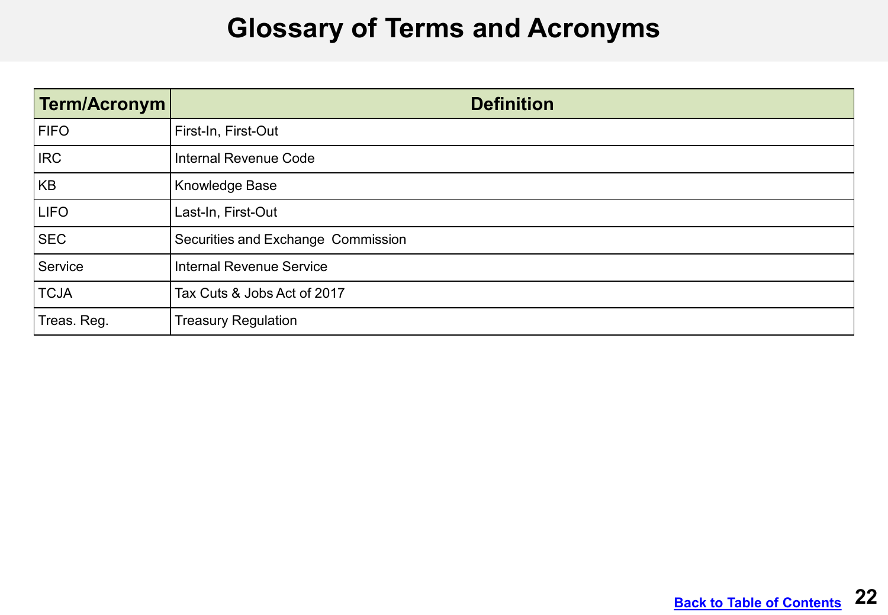# Glossary of Terms and Acronyms

| Term/Acronym | Definition |
|---|---|
| FIFO | First-In, First-Out |
| IRC | Internal Revenue Code |
| KB | Knowledge Base |
| LIFO | Last-In, First-Out |
| SEC | Securities and Exchange Commission |
| Service | Internal Revenue Service |
| TCJA | Tax Cuts & Jobs Act of 2017 |
| Treas. Reg. | Treasury Regulation |

Back to Table of Contents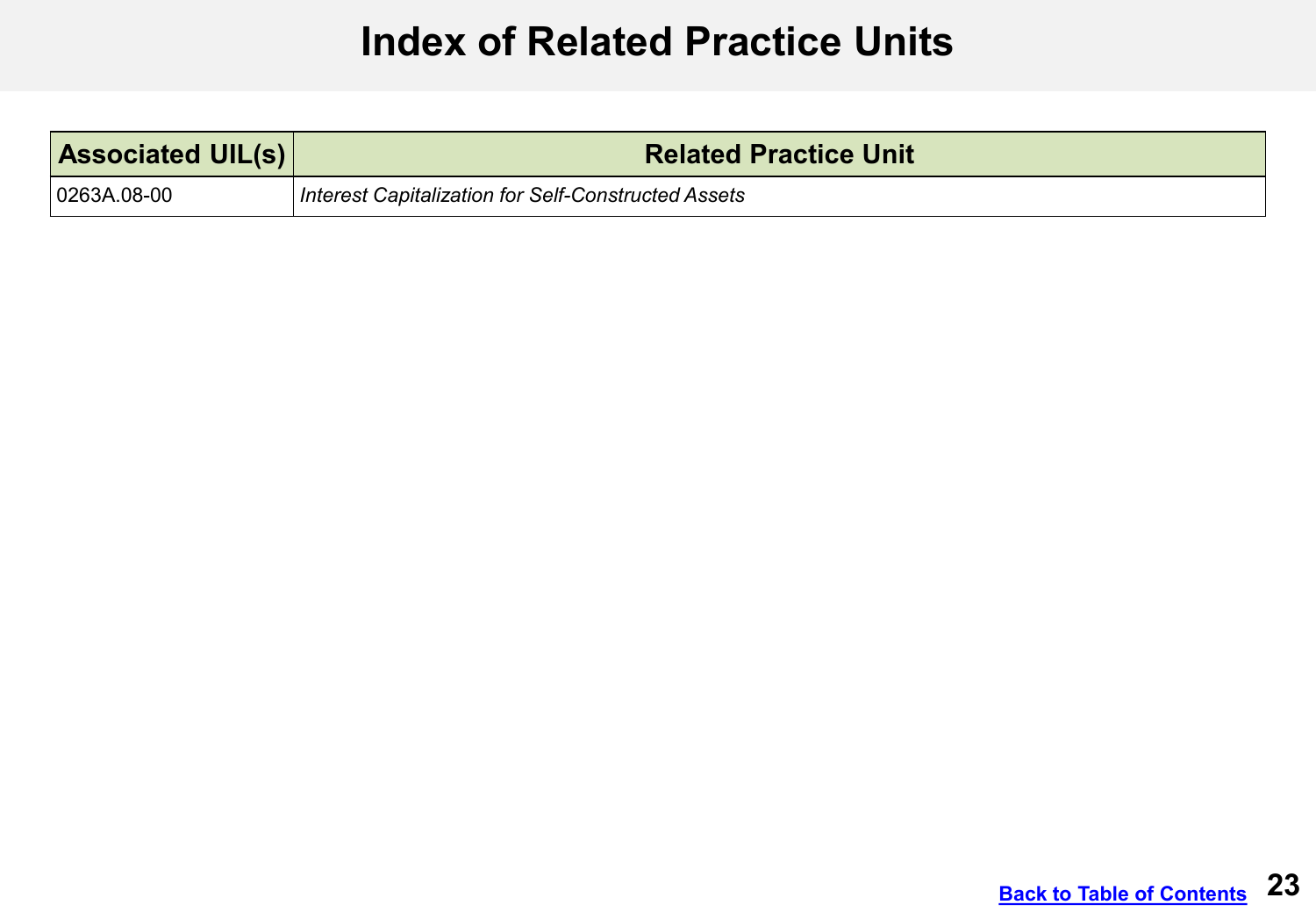# Index of Related Practice Units

| Associated UIL(s) | Related Practice Unit |
|---|---|
| 0263A.08-00 | *Interest Capitalization for Self-Constructed Assets* |

Back to Table of Contents